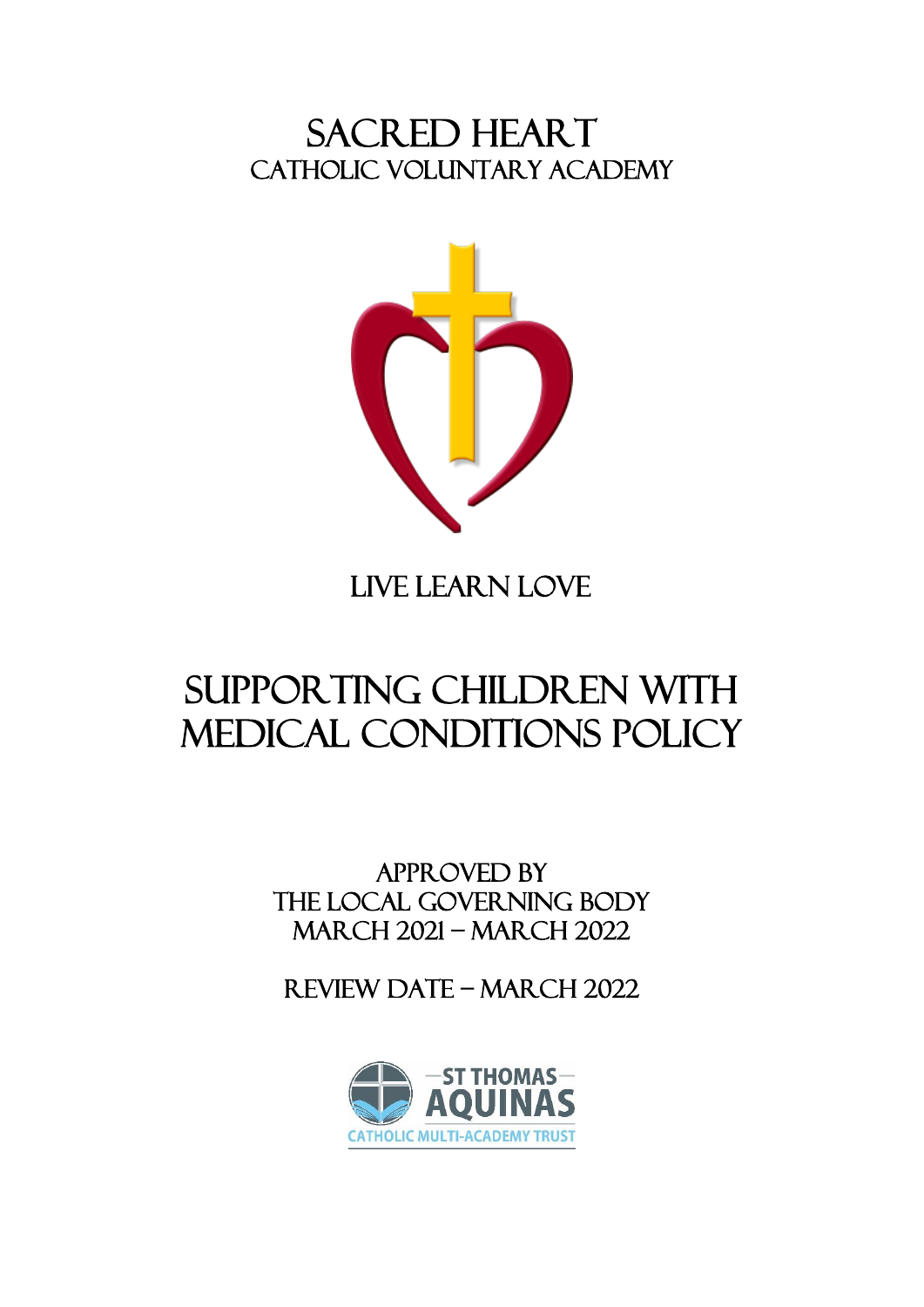# Sacred Heart
## Catholic Voluntary Academy

Live Learn Love

# Supporting Children with Medical Conditions Policy

Approved by
The Local Governing Body
March 2021 – March 2022

Review Date – March 2022

ST THOMAS AQUINAS
CATHOLIC MULTI-ACADEMY TRUST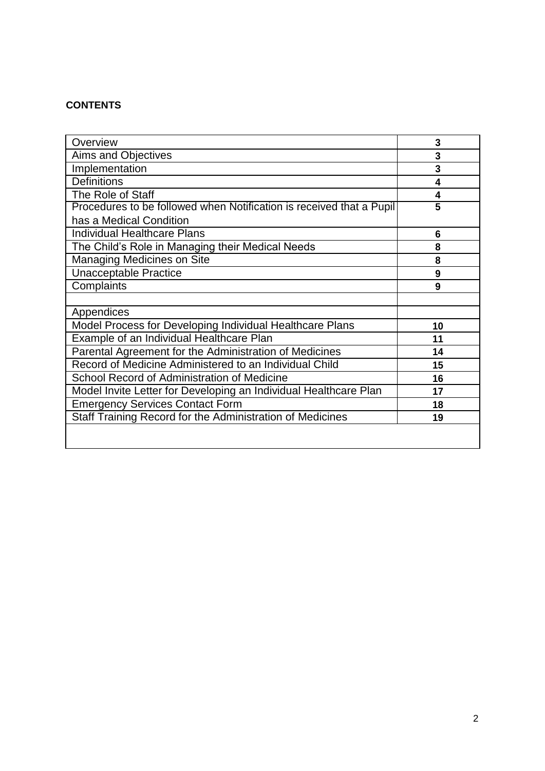**CONTENTS**

| | |
|---|---|
| Overview | 3 |
| Aims and Objectives | 3 |
| Implementation | 3 |
| Definitions | 4 |
| The Role of Staff | 4 |
| Procedures to be followed when Notification is received that a Pupil has a Medical Condition | 5 |
| Individual Healthcare Plans | 6 |
| The Child's Role in Managing their Medical Needs | 8 |
| Managing Medicines on Site | 8 |
| Unacceptable Practice | 9 |
| Complaints | 9 |
| | |
| Appendices | |
| Model Process for Developing Individual Healthcare Plans | 10 |
| Example of an Individual Healthcare Plan | 11 |
| Parental Agreement for the Administration of Medicines | 14 |
| Record of Medicine Administered to an Individual Child | 15 |
| School Record of Administration of Medicine | 16 |
| Model Invite Letter for Developing an Individual Healthcare Plan | 17 |
| Emergency Services Contact Form | 18 |
| Staff Training Record for the Administration of Medicines | 19 |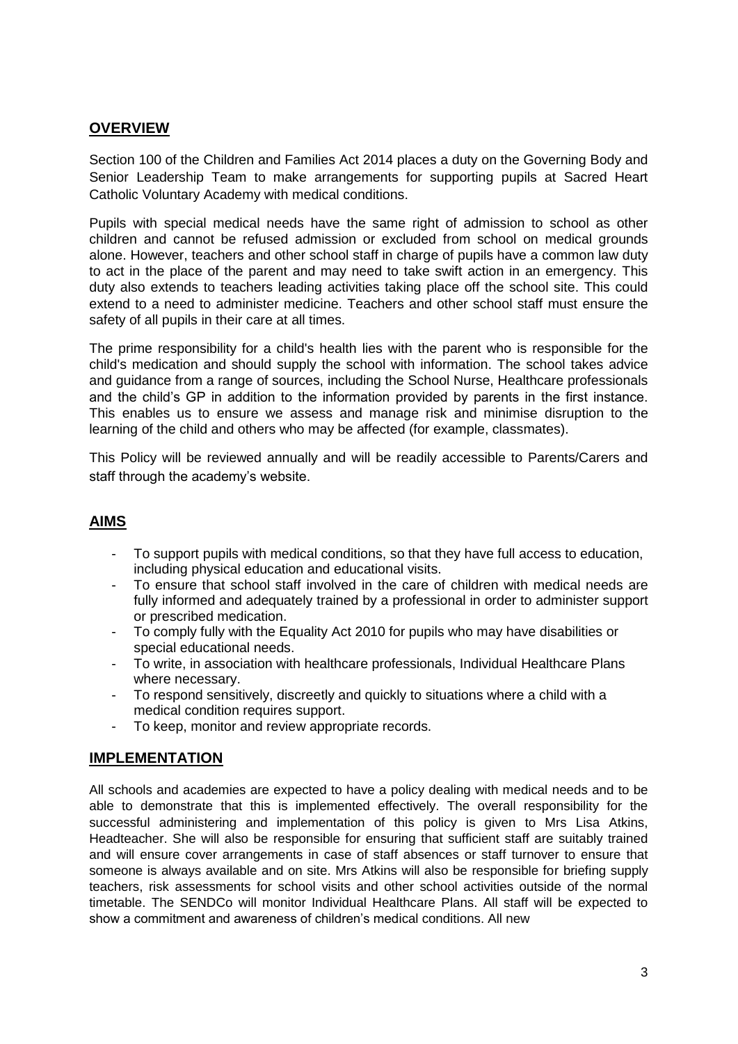## OVERVIEW

Section 100 of the Children and Families Act 2014 places a duty on the Governing Body and Senior Leadership Team to make arrangements for supporting pupils at Sacred Heart Catholic Voluntary Academy with medical conditions.

Pupils with special medical needs have the same right of admission to school as other children and cannot be refused admission or excluded from school on medical grounds alone. However, teachers and other school staff in charge of pupils have a common law duty to act in the place of the parent and may need to take swift action in an emergency. This duty also extends to teachers leading activities taking place off the school site. This could extend to a need to administer medicine. Teachers and other school staff must ensure the safety of all pupils in their care at all times.

The prime responsibility for a child's health lies with the parent who is responsible for the child's medication and should supply the school with information. The school takes advice and guidance from a range of sources, including the School Nurse, Healthcare professionals and the child's GP in addition to the information provided by parents in the first instance. This enables us to ensure we assess and manage risk and minimise disruption to the learning of the child and others who may be affected (for example, classmates).

This Policy will be reviewed annually and will be readily accessible to Parents/Carers and staff through the academy's website.

## AIMS

- To support pupils with medical conditions, so that they have full access to education, including physical education and educational visits.
- To ensure that school staff involved in the care of children with medical needs are fully informed and adequately trained by a professional in order to administer support or prescribed medication.
- To comply fully with the Equality Act 2010 for pupils who may have disabilities or special educational needs.
- To write, in association with healthcare professionals, Individual Healthcare Plans where necessary.
- To respond sensitively, discreetly and quickly to situations where a child with a medical condition requires support.
- To keep, monitor and review appropriate records.

## IMPLEMENTATION

All schools and academies are expected to have a policy dealing with medical needs and to be able to demonstrate that this is implemented effectively. The overall responsibility for the successful administering and implementation of this policy is given to Mrs Lisa Atkins, Headteacher. She will also be responsible for ensuring that sufficient staff are suitably trained and will ensure cover arrangements in case of staff absences or staff turnover to ensure that someone is always available and on site. Mrs Atkins will also be responsible for briefing supply teachers, risk assessments for school visits and other school activities outside of the normal timetable. The SENDCo will monitor Individual Healthcare Plans. All staff will be expected to show a commitment and awareness of children's medical conditions. All new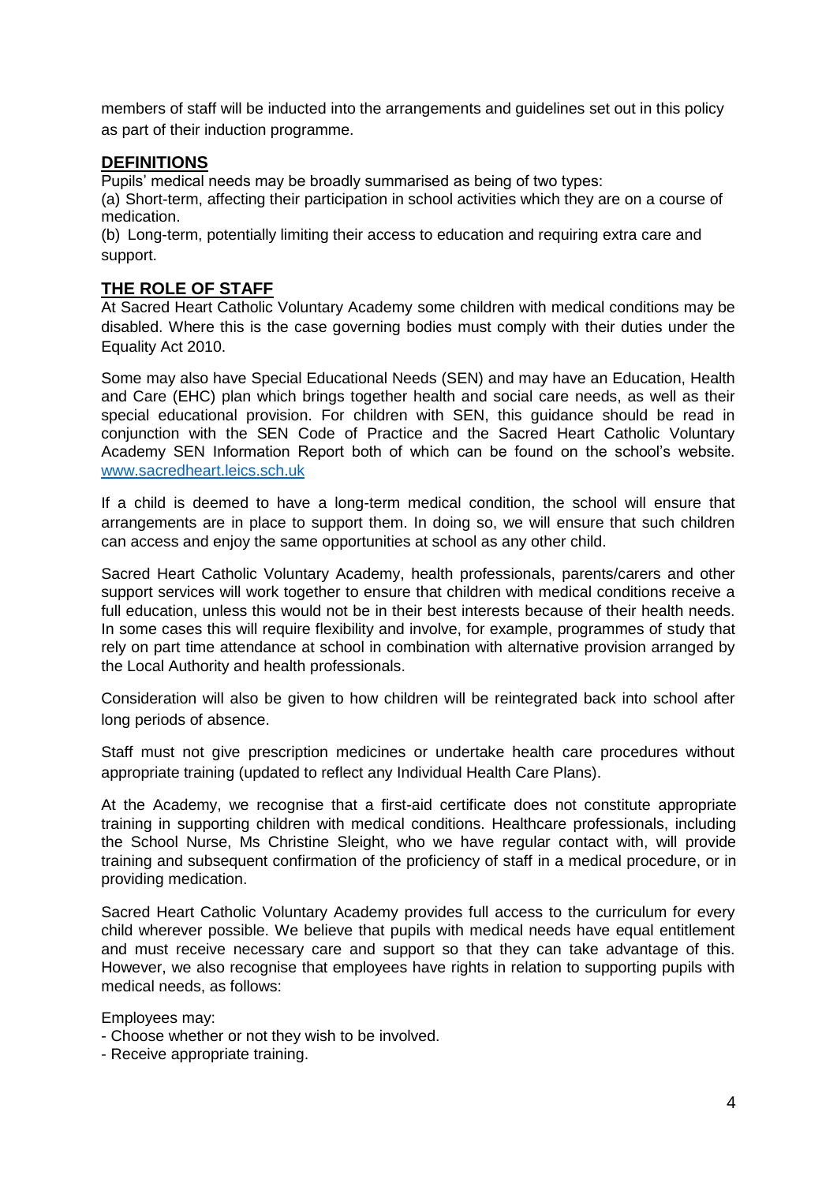members of staff will be inducted into the arrangements and guidelines set out in this policy as part of their induction programme.

## DEFINITIONS

Pupils' medical needs may be broadly summarised as being of two types:
(a) Short-term, affecting their participation in school activities which they are on a course of medication.
(b) Long-term, potentially limiting their access to education and requiring extra care and support.

## THE ROLE OF STAFF

At Sacred Heart Catholic Voluntary Academy some children with medical conditions may be disabled. Where this is the case governing bodies must comply with their duties under the Equality Act 2010.

Some may also have Special Educational Needs (SEN) and may have an Education, Health and Care (EHC) plan which brings together health and social care needs, as well as their special educational provision. For children with SEN, this guidance should be read in conjunction with the SEN Code of Practice and the Sacred Heart Catholic Voluntary Academy SEN Information Report both of which can be found on the school's website. [www.sacredheart.leics.sch.uk](http://www.sacredheart.leics.sch.uk)

If a child is deemed to have a long-term medical condition, the school will ensure that arrangements are in place to support them. In doing so, we will ensure that such children can access and enjoy the same opportunities at school as any other child.

Sacred Heart Catholic Voluntary Academy, health professionals, parents/carers and other support services will work together to ensure that children with medical conditions receive a full education, unless this would not be in their best interests because of their health needs. In some cases this will require flexibility and involve, for example, programmes of study that rely on part time attendance at school in combination with alternative provision arranged by the Local Authority and health professionals.

Consideration will also be given to how children will be reintegrated back into school after long periods of absence.

Staff must not give prescription medicines or undertake health care procedures without appropriate training (updated to reflect any Individual Health Care Plans).

At the Academy, we recognise that a first-aid certificate does not constitute appropriate training in supporting children with medical conditions. Healthcare professionals, including the School Nurse, Ms Christine Sleight, who we have regular contact with, will provide training and subsequent confirmation of the proficiency of staff in a medical procedure, or in providing medication.

Sacred Heart Catholic Voluntary Academy provides full access to the curriculum for every child wherever possible. We believe that pupils with medical needs have equal entitlement and must receive necessary care and support so that they can take advantage of this. However, we also recognise that employees have rights in relation to supporting pupils with medical needs, as follows:

Employees may:
- Choose whether or not they wish to be involved.
- Receive appropriate training.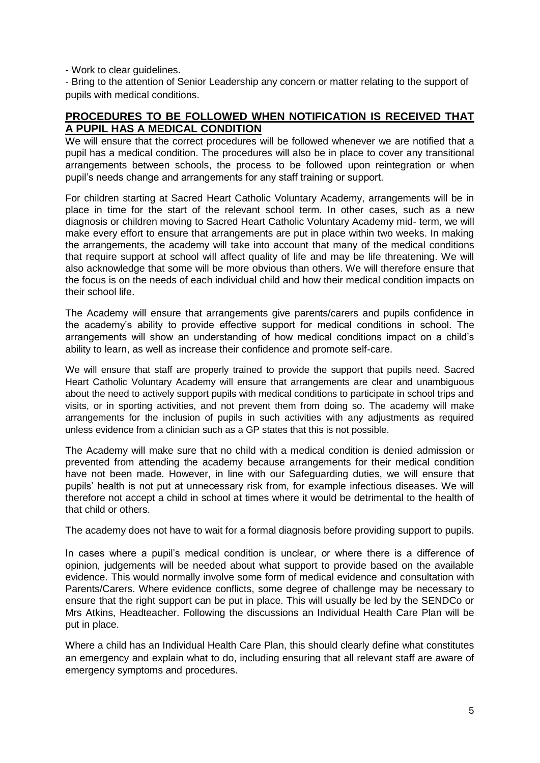- Work to clear guidelines.

- Bring to the attention of Senior Leadership any concern or matter relating to the support of pupils with medical conditions.

## PROCEDURES TO BE FOLLOWED WHEN NOTIFICATION IS RECEIVED THAT A PUPIL HAS A MEDICAL CONDITION

We will ensure that the correct procedures will be followed whenever we are notified that a pupil has a medical condition. The procedures will also be in place to cover any transitional arrangements between schools, the process to be followed upon reintegration or when pupil's needs change and arrangements for any staff training or support.

For children starting at Sacred Heart Catholic Voluntary Academy, arrangements will be in place in time for the start of the relevant school term. In other cases, such as a new diagnosis or children moving to Sacred Heart Catholic Voluntary Academy mid- term, we will make every effort to ensure that arrangements are put in place within two weeks. In making the arrangements, the academy will take into account that many of the medical conditions that require support at school will affect quality of life and may be life threatening. We will also acknowledge that some will be more obvious than others. We will therefore ensure that the focus is on the needs of each individual child and how their medical condition impacts on their school life.

The Academy will ensure that arrangements give parents/carers and pupils confidence in the academy's ability to provide effective support for medical conditions in school. The arrangements will show an understanding of how medical conditions impact on a child's ability to learn, as well as increase their confidence and promote self-care.

We will ensure that staff are properly trained to provide the support that pupils need. Sacred Heart Catholic Voluntary Academy will ensure that arrangements are clear and unambiguous about the need to actively support pupils with medical conditions to participate in school trips and visits, or in sporting activities, and not prevent them from doing so. The academy will make arrangements for the inclusion of pupils in such activities with any adjustments as required unless evidence from a clinician such as a GP states that this is not possible.

The Academy will make sure that no child with a medical condition is denied admission or prevented from attending the academy because arrangements for their medical condition have not been made. However, in line with our Safeguarding duties, we will ensure that pupils' health is not put at unnecessary risk from, for example infectious diseases. We will therefore not accept a child in school at times where it would be detrimental to the health of that child or others.

The academy does not have to wait for a formal diagnosis before providing support to pupils.

In cases where a pupil's medical condition is unclear, or where there is a difference of opinion, judgements will be needed about what support to provide based on the available evidence. This would normally involve some form of medical evidence and consultation with Parents/Carers. Where evidence conflicts, some degree of challenge may be necessary to ensure that the right support can be put in place. This will usually be led by the SENDCo or Mrs Atkins, Headteacher. Following the discussions an Individual Health Care Plan will be put in place.

Where a child has an Individual Health Care Plan, this should clearly define what constitutes an emergency and explain what to do, including ensuring that all relevant staff are aware of emergency symptoms and procedures.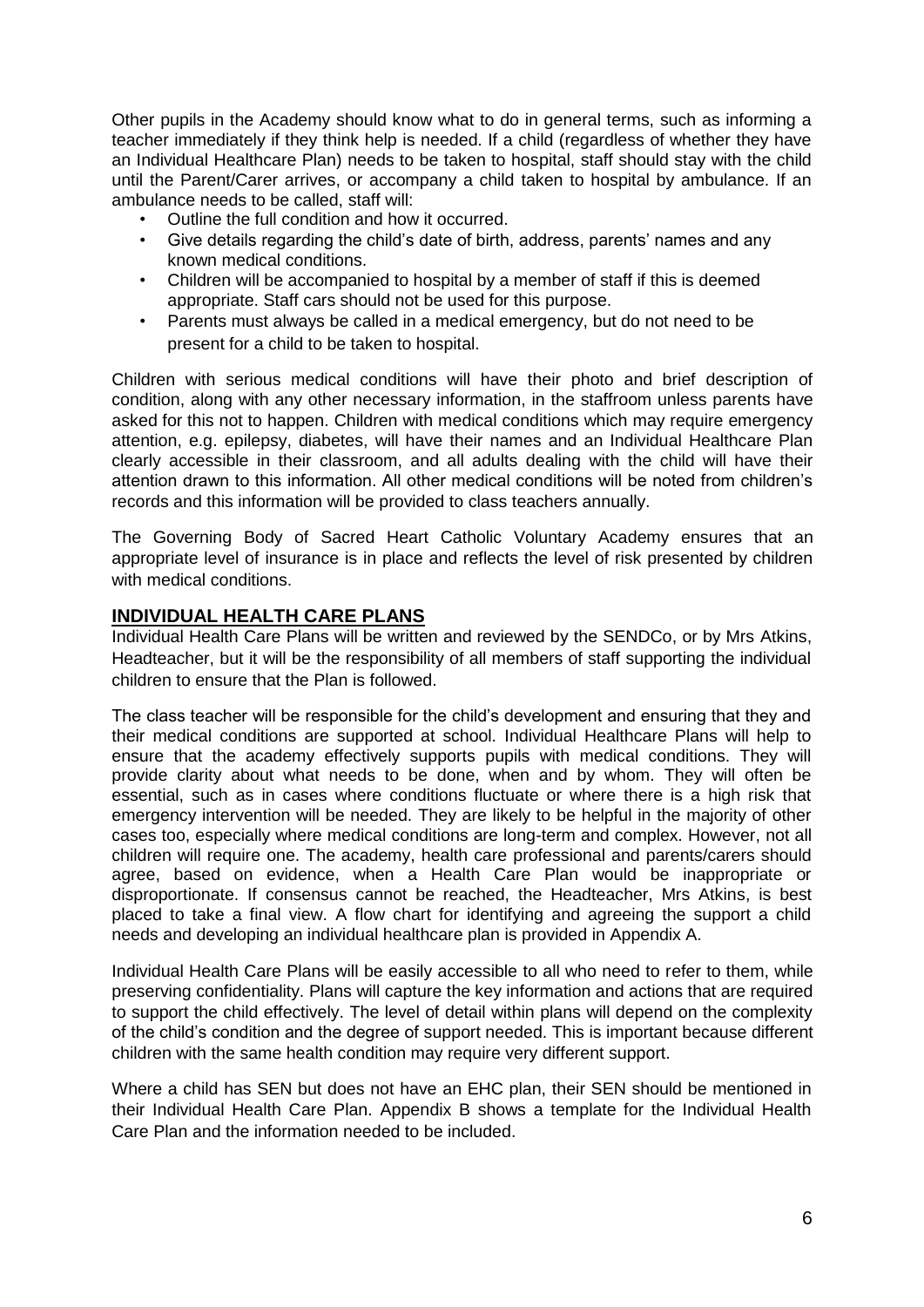Other pupils in the Academy should know what to do in general terms, such as informing a teacher immediately if they think help is needed. If a child (regardless of whether they have an Individual Healthcare Plan) needs to be taken to hospital, staff should stay with the child until the Parent/Carer arrives, or accompany a child taken to hospital by ambulance. If an ambulance needs to be called, staff will:

- Outline the full condition and how it occurred.
- Give details regarding the child's date of birth, address, parents' names and any known medical conditions.
- Children will be accompanied to hospital by a member of staff if this is deemed appropriate. Staff cars should not be used for this purpose.
- Parents must always be called in a medical emergency, but do not need to be present for a child to be taken to hospital.

Children with serious medical conditions will have their photo and brief description of condition, along with any other necessary information, in the staffroom unless parents have asked for this not to happen. Children with medical conditions which may require emergency attention, e.g. epilepsy, diabetes, will have their names and an Individual Healthcare Plan clearly accessible in their classroom, and all adults dealing with the child will have their attention drawn to this information. All other medical conditions will be noted from children's records and this information will be provided to class teachers annually.

The Governing Body of Sacred Heart Catholic Voluntary Academy ensures that an appropriate level of insurance is in place and reflects the level of risk presented by children with medical conditions.

## INDIVIDUAL HEALTH CARE PLANS

Individual Health Care Plans will be written and reviewed by the SENDCo, or by Mrs Atkins, Headteacher, but it will be the responsibility of all members of staff supporting the individual children to ensure that the Plan is followed.

The class teacher will be responsible for the child's development and ensuring that they and their medical conditions are supported at school. Individual Healthcare Plans will help to ensure that the academy effectively supports pupils with medical conditions. They will provide clarity about what needs to be done, when and by whom. They will often be essential, such as in cases where conditions fluctuate or where there is a high risk that emergency intervention will be needed. They are likely to be helpful in the majority of other cases too, especially where medical conditions are long-term and complex. However, not all children will require one. The academy, health care professional and parents/carers should agree, based on evidence, when a Health Care Plan would be inappropriate or disproportionate. If consensus cannot be reached, the Headteacher, Mrs Atkins, is best placed to take a final view. A flow chart for identifying and agreeing the support a child needs and developing an individual healthcare plan is provided in Appendix A.

Individual Health Care Plans will be easily accessible to all who need to refer to them, while preserving confidentiality. Plans will capture the key information and actions that are required to support the child effectively. The level of detail within plans will depend on the complexity of the child's condition and the degree of support needed. This is important because different children with the same health condition may require very different support.

Where a child has SEN but does not have an EHC plan, their SEN should be mentioned in their Individual Health Care Plan. Appendix B shows a template for the Individual Health Care Plan and the information needed to be included.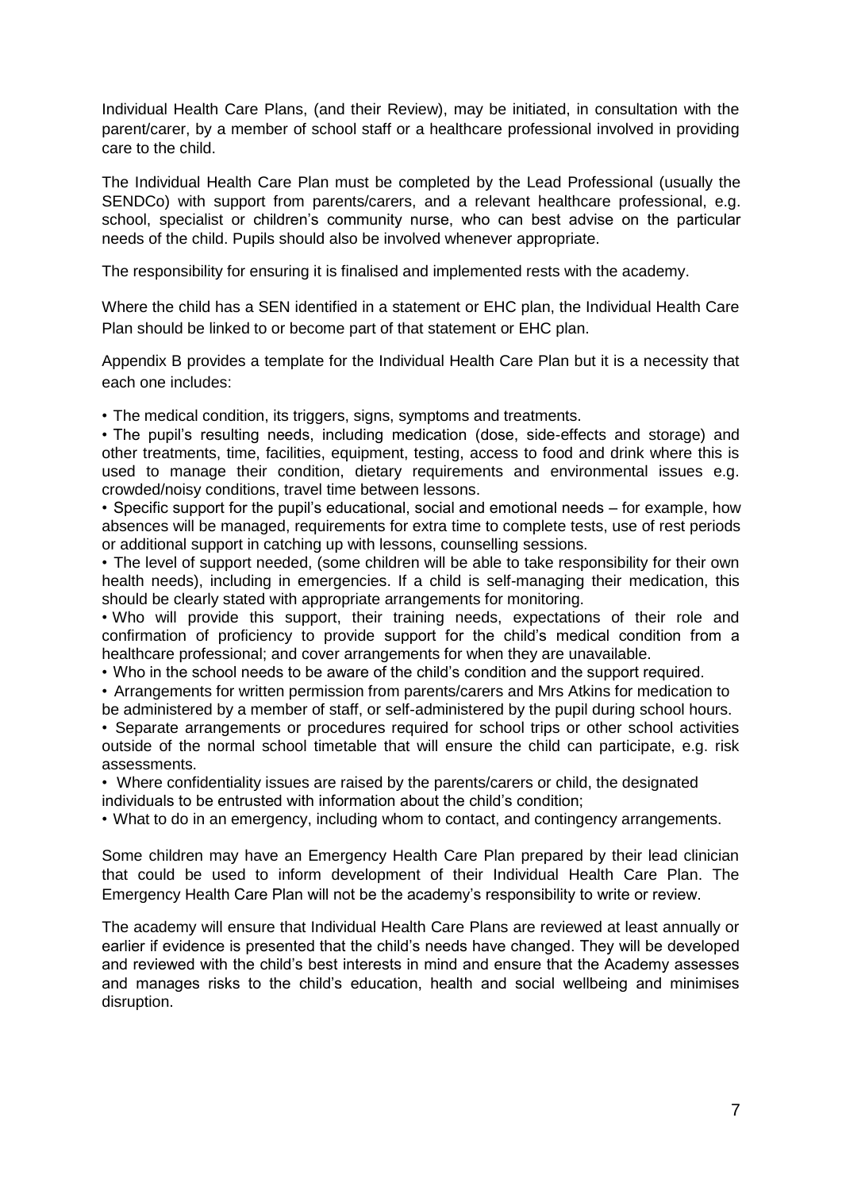Individual Health Care Plans, (and their Review), may be initiated, in consultation with the parent/carer, by a member of school staff or a healthcare professional involved in providing care to the child.

The Individual Health Care Plan must be completed by the Lead Professional (usually the SENDCo) with support from parents/carers, and a relevant healthcare professional, e.g. school, specialist or children's community nurse, who can best advise on the particular needs of the child. Pupils should also be involved whenever appropriate.

The responsibility for ensuring it is finalised and implemented rests with the academy.

Where the child has a SEN identified in a statement or EHC plan, the Individual Health Care Plan should be linked to or become part of that statement or EHC plan.

Appendix B provides a template for the Individual Health Care Plan but it is a necessity that each one includes:

- The medical condition, its triggers, signs, symptoms and treatments.
- The pupil's resulting needs, including medication (dose, side-effects and storage) and other treatments, time, facilities, equipment, testing, access to food and drink where this is used to manage their condition, dietary requirements and environmental issues e.g. crowded/noisy conditions, travel time between lessons.
- Specific support for the pupil's educational, social and emotional needs – for example, how absences will be managed, requirements for extra time to complete tests, use of rest periods or additional support in catching up with lessons, counselling sessions.
- The level of support needed, (some children will be able to take responsibility for their own health needs), including in emergencies. If a child is self-managing their medication, this should be clearly stated with appropriate arrangements for monitoring.
- Who will provide this support, their training needs, expectations of their role and confirmation of proficiency to provide support for the child's medical condition from a healthcare professional; and cover arrangements for when they are unavailable.
- Who in the school needs to be aware of the child's condition and the support required.
- Arrangements for written permission from parents/carers and Mrs Atkins for medication to be administered by a member of staff, or self-administered by the pupil during school hours.
- Separate arrangements or procedures required for school trips or other school activities outside of the normal school timetable that will ensure the child can participate, e.g. risk assessments.
- Where confidentiality issues are raised by the parents/carers or child, the designated individuals to be entrusted with information about the child's condition;
- What to do in an emergency, including whom to contact, and contingency arrangements.

Some children may have an Emergency Health Care Plan prepared by their lead clinician that could be used to inform development of their Individual Health Care Plan. The Emergency Health Care Plan will not be the academy's responsibility to write or review.

The academy will ensure that Individual Health Care Plans are reviewed at least annually or earlier if evidence is presented that the child's needs have changed. They will be developed and reviewed with the child's best interests in mind and ensure that the Academy assesses and manages risks to the child's education, health and social wellbeing and minimises disruption.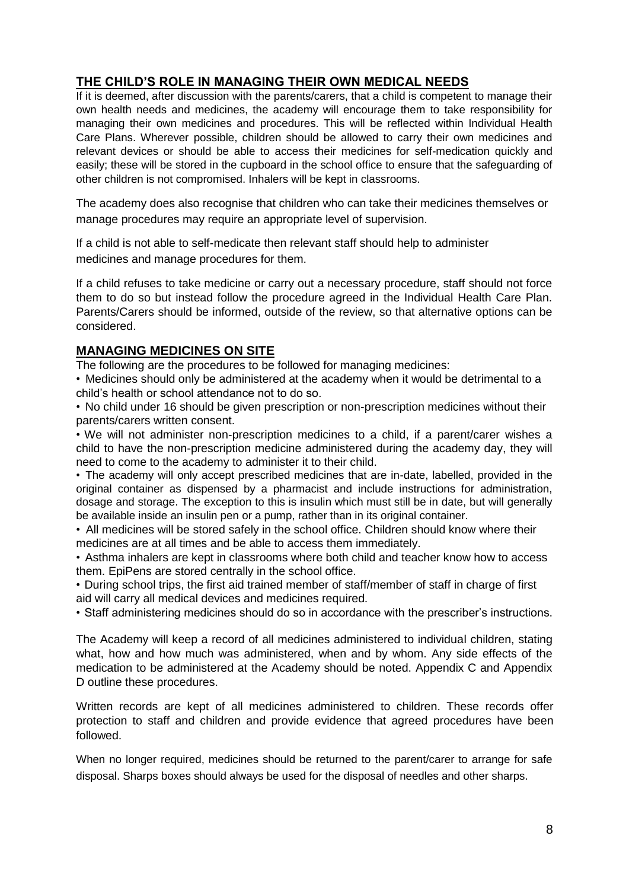## THE CHILD'S ROLE IN MANAGING THEIR OWN MEDICAL NEEDS

If it is deemed, after discussion with the parents/carers, that a child is competent to manage their own health needs and medicines, the academy will encourage them to take responsibility for managing their own medicines and procedures. This will be reflected within Individual Health Care Plans. Wherever possible, children should be allowed to carry their own medicines and relevant devices or should be able to access their medicines for self-medication quickly and easily; these will be stored in the cupboard in the school office to ensure that the safeguarding of other children is not compromised. Inhalers will be kept in classrooms.

The academy does also recognise that children who can take their medicines themselves or manage procedures may require an appropriate level of supervision.

If a child is not able to self-medicate then relevant staff should help to administer medicines and manage procedures for them.

If a child refuses to take medicine or carry out a necessary procedure, staff should not force them to do so but instead follow the procedure agreed in the Individual Health Care Plan. Parents/Carers should be informed, outside of the review, so that alternative options can be considered.

## MANAGING MEDICINES ON SITE

The following are the procedures to be followed for managing medicines:

- Medicines should only be administered at the academy when it would be detrimental to a child's health or school attendance not to do so.
- No child under 16 should be given prescription or non-prescription medicines without their parents/carers written consent.
- We will not administer non-prescription medicines to a child, if a parent/carer wishes a child to have the non-prescription medicine administered during the academy day, they will need to come to the academy to administer it to their child.
- The academy will only accept prescribed medicines that are in-date, labelled, provided in the original container as dispensed by a pharmacist and include instructions for administration, dosage and storage. The exception to this is insulin which must still be in date, but will generally be available inside an insulin pen or a pump, rather than in its original container.
- All medicines will be stored safely in the school office. Children should know where their medicines are at all times and be able to access them immediately.
- Asthma inhalers are kept in classrooms where both child and teacher know how to access them. EpiPens are stored centrally in the school office.
- During school trips, the first aid trained member of staff/member of staff in charge of first aid will carry all medical devices and medicines required.
- Staff administering medicines should do so in accordance with the prescriber's instructions.

The Academy will keep a record of all medicines administered to individual children, stating what, how and how much was administered, when and by whom. Any side effects of the medication to be administered at the Academy should be noted. Appendix C and Appendix D outline these procedures.

Written records are kept of all medicines administered to children. These records offer protection to staff and children and provide evidence that agreed procedures have been followed.

When no longer required, medicines should be returned to the parent/carer to arrange for safe disposal. Sharps boxes should always be used for the disposal of needles and other sharps.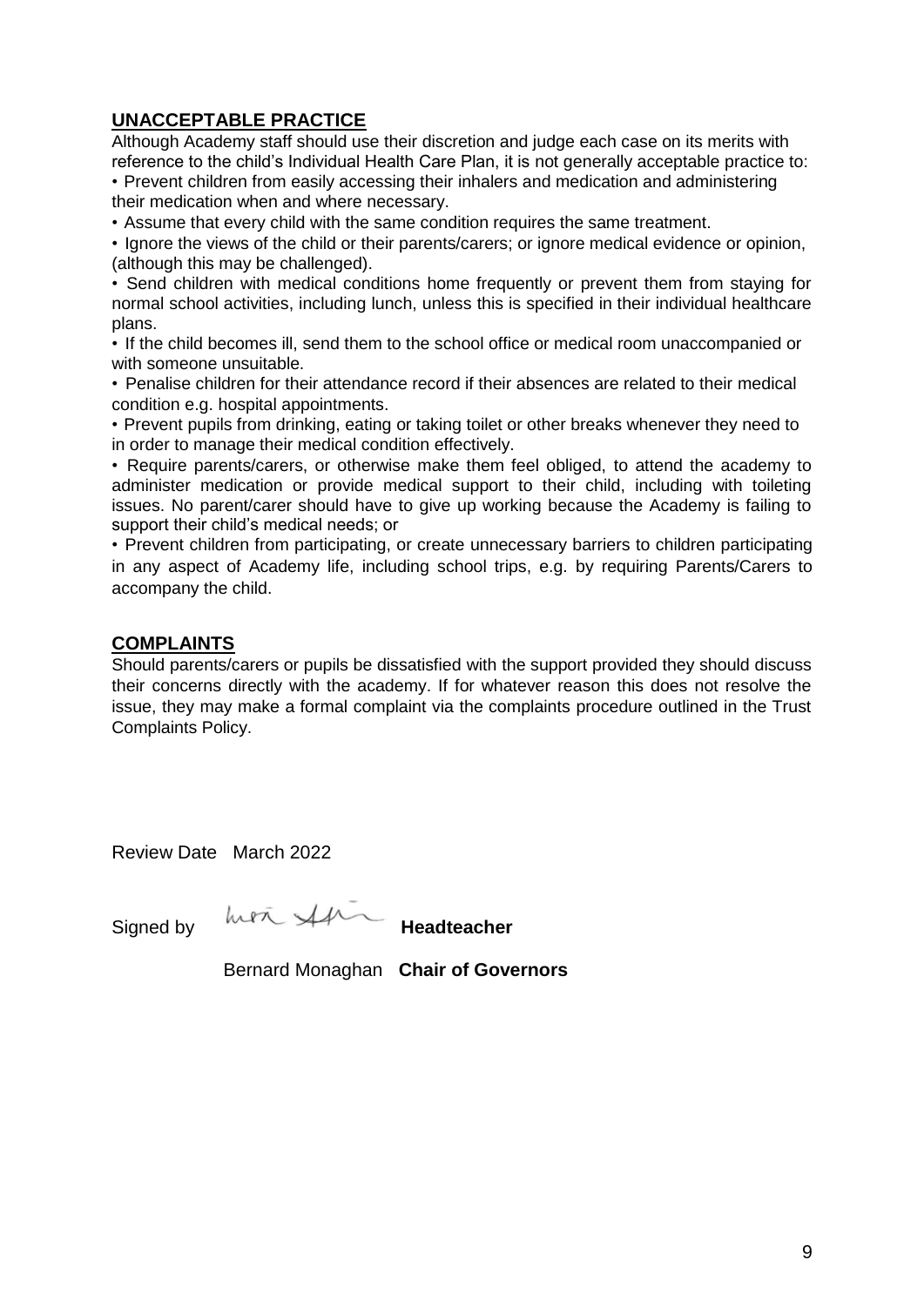## UNACCEPTABLE PRACTICE

Although Academy staff should use their discretion and judge each case on its merits with reference to the child's Individual Health Care Plan, it is not generally acceptable practice to:

- Prevent children from easily accessing their inhalers and medication and administering their medication when and where necessary.
- Assume that every child with the same condition requires the same treatment.
- Ignore the views of the child or their parents/carers; or ignore medical evidence or opinion, (although this may be challenged).
- Send children with medical conditions home frequently or prevent them from staying for normal school activities, including lunch, unless this is specified in their individual healthcare plans.
- If the child becomes ill, send them to the school office or medical room unaccompanied or with someone unsuitable.
- Penalise children for their attendance record if their absences are related to their medical condition e.g. hospital appointments.
- Prevent pupils from drinking, eating or taking toilet or other breaks whenever they need to in order to manage their medical condition effectively.
- Require parents/carers, or otherwise make them feel obliged, to attend the academy to administer medication or provide medical support to their child, including with toileting issues. No parent/carer should have to give up working because the Academy is failing to support their child's medical needs; or
- Prevent children from participating, or create unnecessary barriers to children participating in any aspect of Academy life, including school trips, e.g. by requiring Parents/Carers to accompany the child.

## COMPLAINTS

Should parents/carers or pupils be dissatisfied with the support provided they should discuss their concerns directly with the academy. If for whatever reason this does not resolve the issue, they may make a formal complaint via the complaints procedure outlined in the Trust Complaints Policy.

Review Date March 2022

Signed by [signature] **Headteacher**

Bernard Monaghan **Chair of Governors**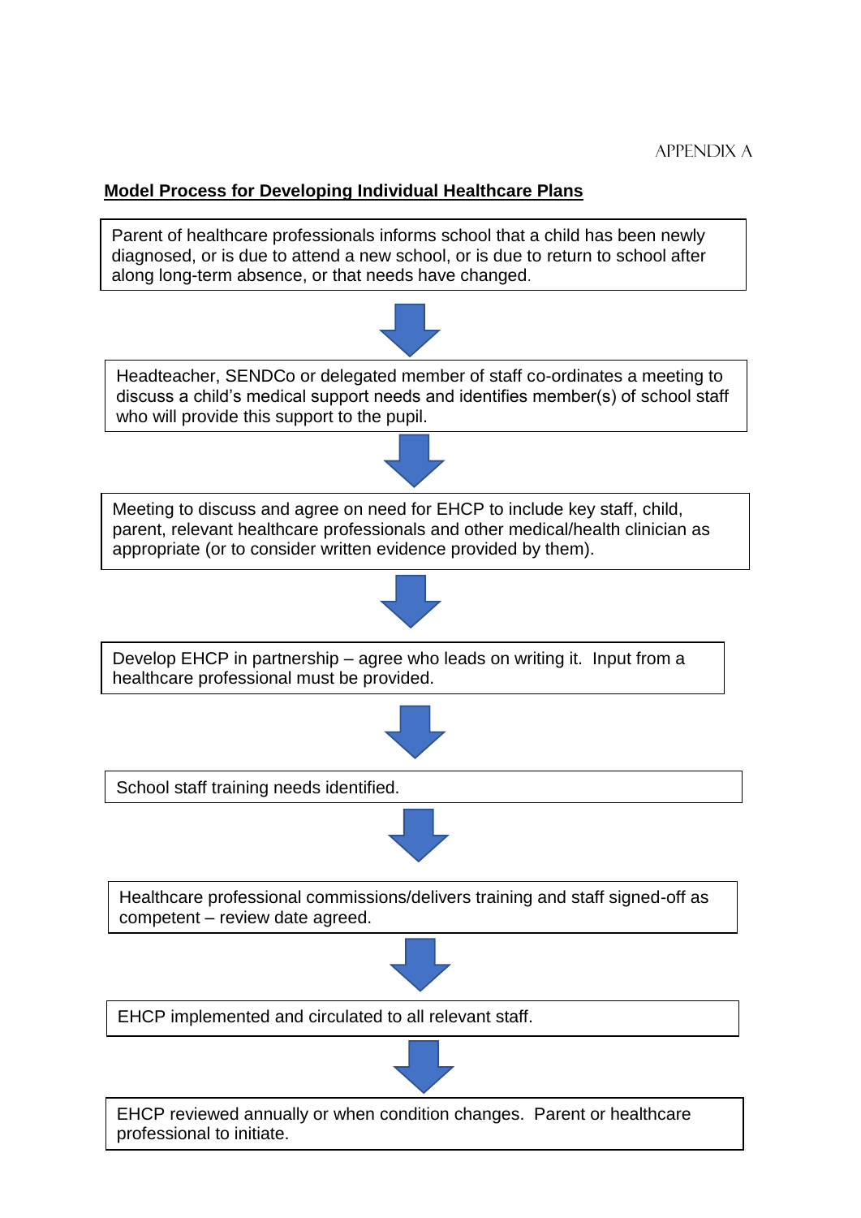APPENDIX A

**Model Process for Developing Individual Healthcare Plans**

Parent of healthcare professionals informs school that a child has been newly diagnosed, or is due to attend a new school, or is due to return to school after along long-term absence, or that needs have changed.

↓

Headteacher, SENDCo or delegated member of staff co-ordinates a meeting to discuss a child's medical support needs and identifies member(s) of school staff who will provide this support to the pupil.

↓

Meeting to discuss and agree on need for EHCP to include key staff, child, parent, relevant healthcare professionals and other medical/health clinician as appropriate (or to consider written evidence provided by them).

↓

Develop EHCP in partnership – agree who leads on writing it. Input from a healthcare professional must be provided.

↓

School staff training needs identified.

↓

Healthcare professional commissions/delivers training and staff signed-off as competent – review date agreed.

↓

EHCP implemented and circulated to all relevant staff.

↓

EHCP reviewed annually or when condition changes. Parent or healthcare professional to initiate.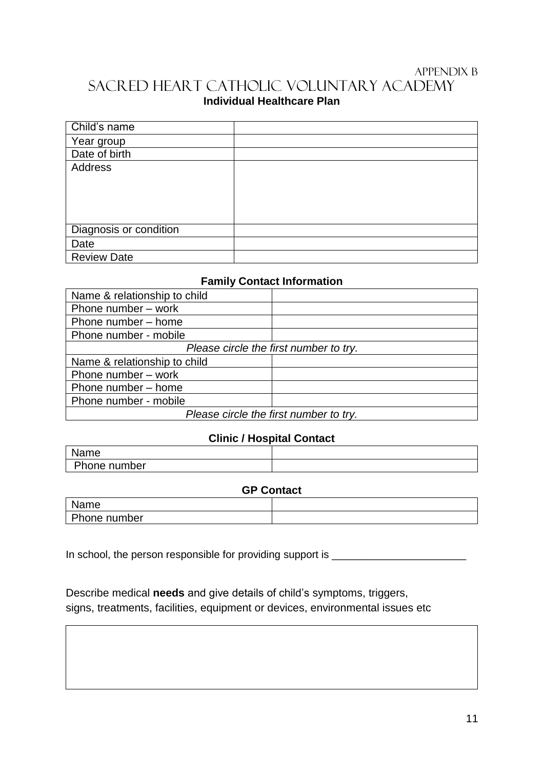Appendix B

# Sacred Heart Catholic Voluntary Academy

**Individual Healthcare Plan**

| | |
|---|---|
| Child's name | |
| Year group | |
| Date of birth | |
| Address | |
| Diagnosis or condition | |
| Date | |
| Review Date | |

**Family Contact Information**

| | |
|---|---|
| Name & relationship to child | |
| Phone number – work | |
| Phone number – home | |
| Phone number - mobile | |
| *Please circle the first number to try.* | |
| Name & relationship to child | |
| Phone number – work | |
| Phone number – home | |
| Phone number - mobile | |
| *Please circle the first number to try.* | |

**Clinic / Hospital Contact**

| | |
|---|---|
| Name | |
| Phone number | |

**GP Contact**

| | |
|---|---|
| Name | |
| Phone number | |

In school, the person responsible for providing support is _______________________

Describe medical **needs** and give details of child's symptoms, triggers, signs, treatments, facilities, equipment or devices, environmental issues etc

| |
|---|
| |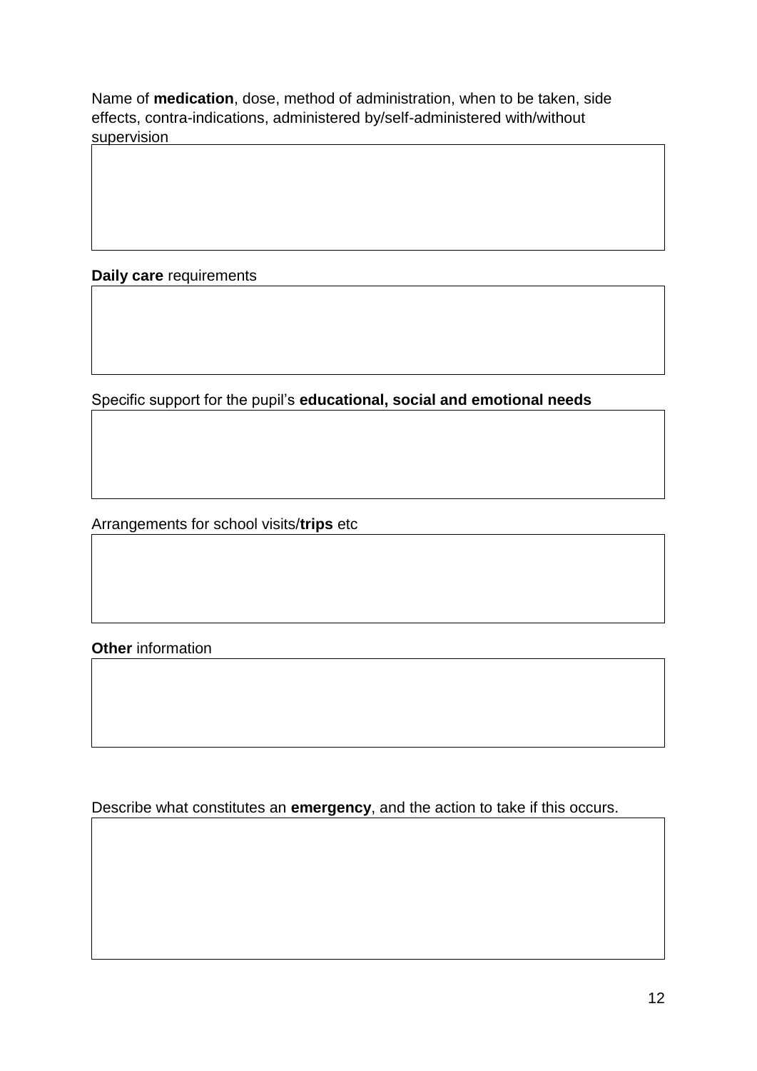Name of **medication**, dose, method of administration, when to be taken, side effects, contra-indications, administered by/self-administered with/without supervision

| |
|---|
| |

**Daily care** requirements

| |
|---|
| |

Specific support for the pupil's **educational, social and emotional needs**

| |
|---|
| |

Arrangements for school visits/**trips** etc

| |
|---|
| |

**Other** information

| |
|---|
| |

Describe what constitutes an **emergency**, and the action to take if this occurs.

| |
|---|
| |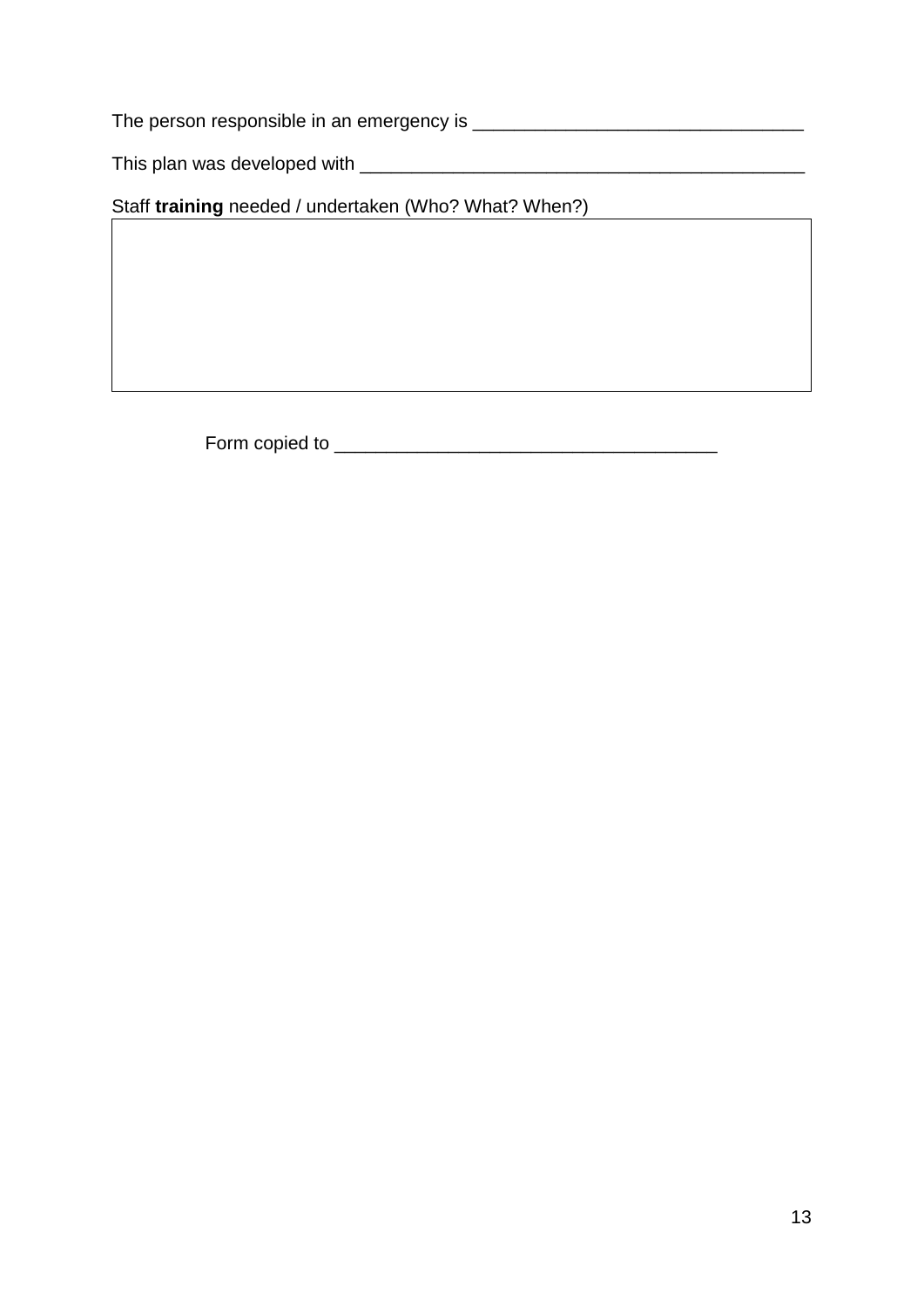The person responsible in an emergency is ________________________________

This plan was developed with ___________________________________________

Staff **training** needed / undertaken (Who? What? When?)

| |
|---|
| |

Form copied to _____________________________________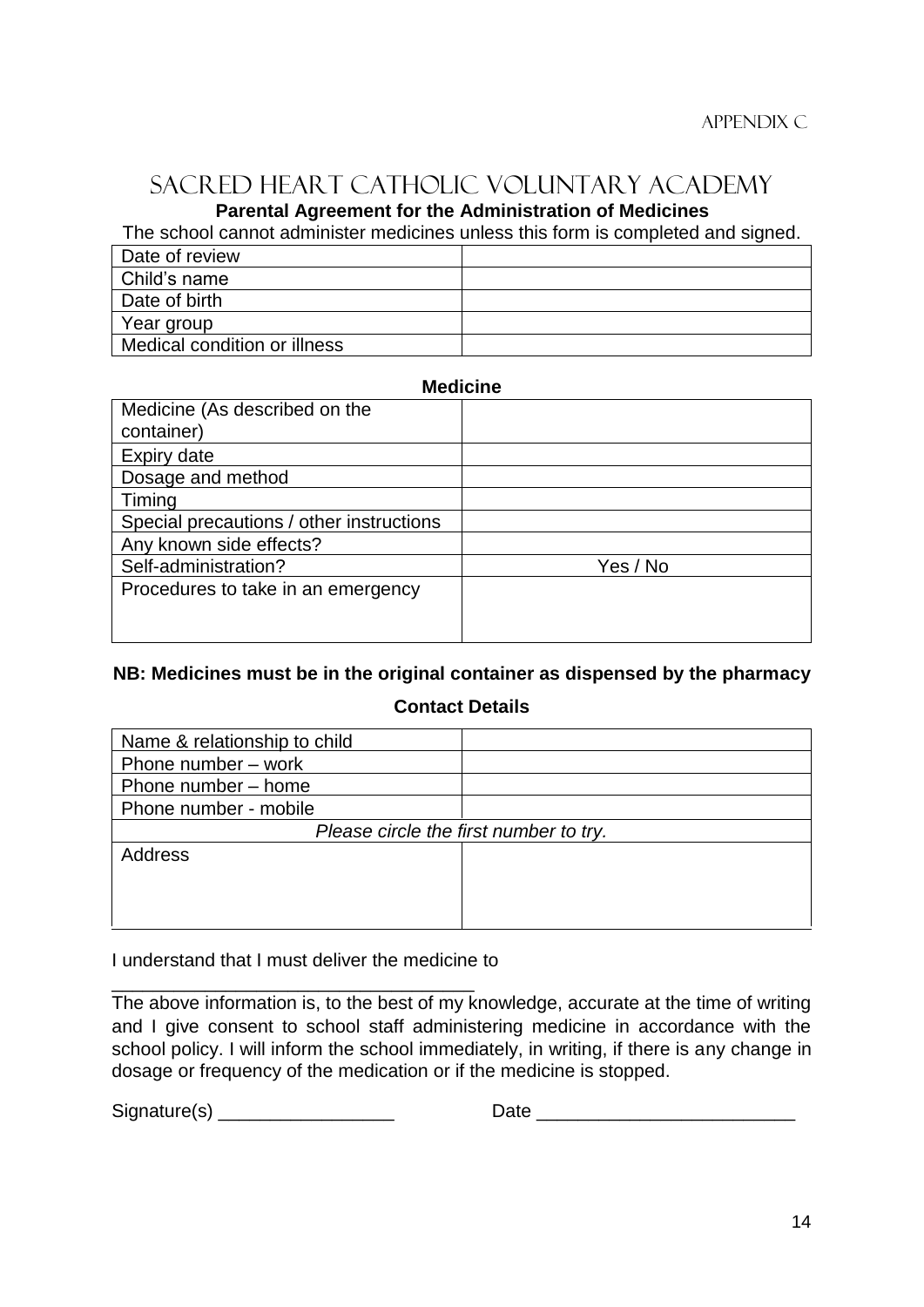Appendix C

# Sacred Heart Catholic Voluntary Academy

**Parental Agreement for the Administration of Medicines**

The school cannot administer medicines unless this form is completed and signed.

| | |
|---|---|
| Date of review | |
| Child's name | |
| Date of birth | |
| Year group | |
| Medical condition or illness | |

**Medicine**

| | |
|---|---|
| Medicine (As described on the container) | |
| Expiry date | |
| Dosage and method | |
| Timing | |
| Special precautions / other instructions | |
| Any known side effects? | |
| Self-administration? | Yes / No |
| Procedures to take in an emergency | |

**NB: Medicines must be in the original container as dispensed by the pharmacy**

**Contact Details**

| | |
|---|---|
| Name & relationship to child | |
| Phone number – work | |
| Phone number – home | |
| Phone number - mobile | |
| *Please circle the first number to try.* | |
| Address | |

I understand that I must deliver the medicine to \_\_\_\_\_\_\_\_\_\_\_\_\_\_\_\_\_\_\_\_\_\_\_\_\_\_\_\_\_\_\_\_\_\_\_

The above information is, to the best of my knowledge, accurate at the time of writing and I give consent to school staff administering medicine in accordance with the school policy. I will inform the school immediately, in writing, if there is any change in dosage or frequency of the medication or if the medicine is stopped.

Signature(s) \_\_\_\_\_\_\_\_\_\_\_\_\_\_\_\_\_ Date \_\_\_\_\_\_\_\_\_\_\_\_\_\_\_\_\_\_\_\_\_\_\_\_\_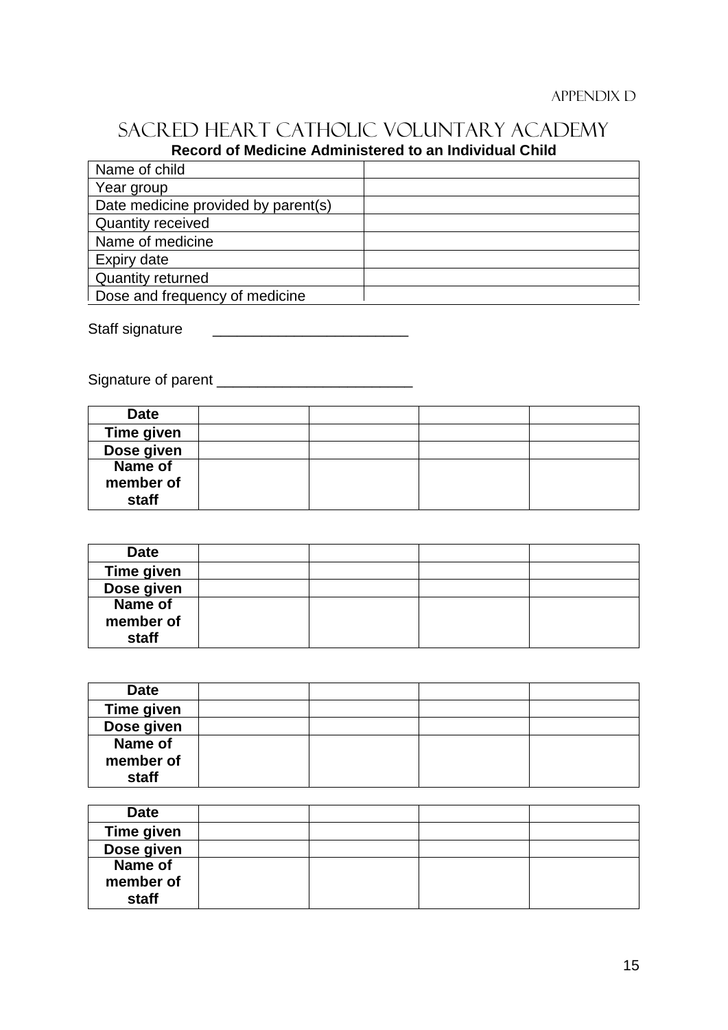APPENDIX D

# SACRED HEART CATHOLIC VOLUNTARY ACADEMY

**Record of Medicine Administered to an Individual Child**

| | |
|---|---|
| Name of child | |
| Year group | |
| Date medicine provided by parent(s) | |
| Quantity received | |
| Name of medicine | |
| Expiry date | |
| Quantity returned | |
| Dose and frequency of medicine | |

Staff signature ________________________

Signature of parent ________________________

| | | | | |
|---|---|---|---|---|
| **Date** | | | | |
| **Time given** | | | | |
| **Dose given** | | | | |
| **Name of member of staff** | | | | |

| | | | | |
|---|---|---|---|---|
| **Date** | | | | |
| **Time given** | | | | |
| **Dose given** | | | | |
| **Name of member of staff** | | | | |

| | | | | |
|---|---|---|---|---|
| **Date** | | | | |
| **Time given** | | | | |
| **Dose given** | | | | |
| **Name of member of staff** | | | | |

| | | | | |
|---|---|---|---|---|
| **Date** | | | | |
| **Time given** | | | | |
| **Dose given** | | | | |
| **Name of member of staff** | | | | |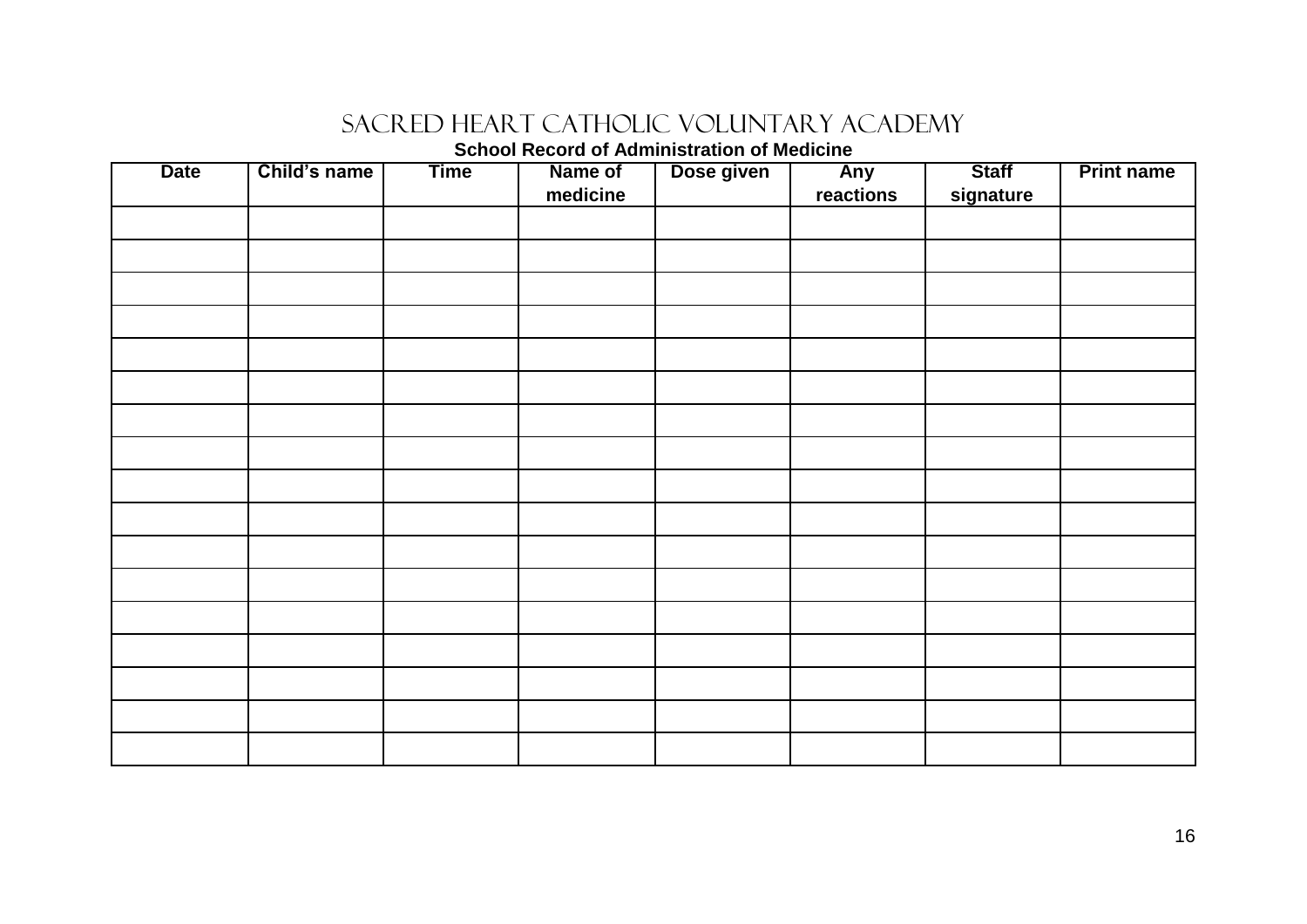# SACRED HEART CATHOLIC VOLUNTARY ACADEMY

**School Record of Administration of Medicine**

| Date | Child's name | Time | Name of medicine | Dose given | Any reactions | Staff signature | Print name |
|---|---|---|---|---|---|---|---|
| | | | | | | | |
| | | | | | | | |
| | | | | | | | |
| | | | | | | | |
| | | | | | | | |
| | | | | | | | |
| | | | | | | | |
| | | | | | | | |
| | | | | | | | |
| | | | | | | | |
| | | | | | | | |
| | | | | | | | |
| | | | | | | | |
| | | | | | | | |
| | | | | | | | |
| | | | | | | | |
| | | | | | | | |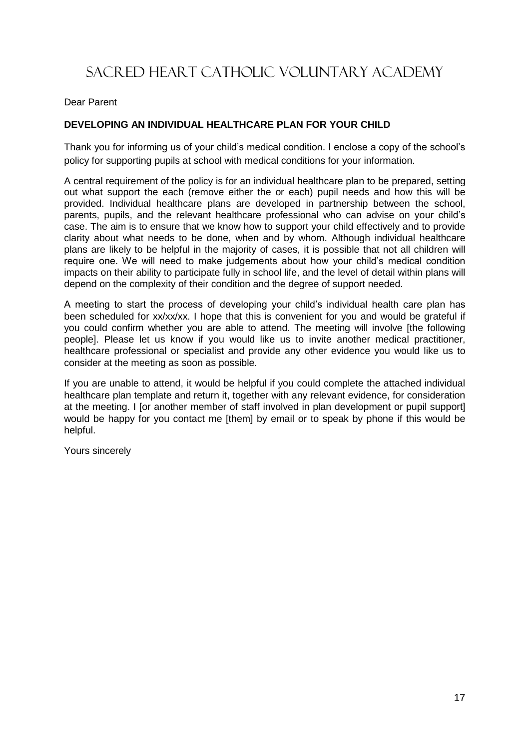# Sacred Heart Catholic Voluntary Academy

Dear Parent

**DEVELOPING AN INDIVIDUAL HEALTHCARE PLAN FOR YOUR CHILD**

Thank you for informing us of your child's medical condition. I enclose a copy of the school's policy for supporting pupils at school with medical conditions for your information.

A central requirement of the policy is for an individual healthcare plan to be prepared, setting out what support the each (remove either the or each) pupil needs and how this will be provided. Individual healthcare plans are developed in partnership between the school, parents, pupils, and the relevant healthcare professional who can advise on your child's case. The aim is to ensure that we know how to support your child effectively and to provide clarity about what needs to be done, when and by whom. Although individual healthcare plans are likely to be helpful in the majority of cases, it is possible that not all children will require one. We will need to make judgements about how your child's medical condition impacts on their ability to participate fully in school life, and the level of detail within plans will depend on the complexity of their condition and the degree of support needed.

A meeting to start the process of developing your child's individual health care plan has been scheduled for xx/xx/xx. I hope that this is convenient for you and would be grateful if you could confirm whether you are able to attend. The meeting will involve [the following people]. Please let us know if you would like us to invite another medical practitioner, healthcare professional or specialist and provide any other evidence you would like us to consider at the meeting as soon as possible.

If you are unable to attend, it would be helpful if you could complete the attached individual healthcare plan template and return it, together with any relevant evidence, for consideration at the meeting. I [or another member of staff involved in plan development or pupil support] would be happy for you contact me [them] by email or to speak by phone if this would be helpful.

Yours sincerely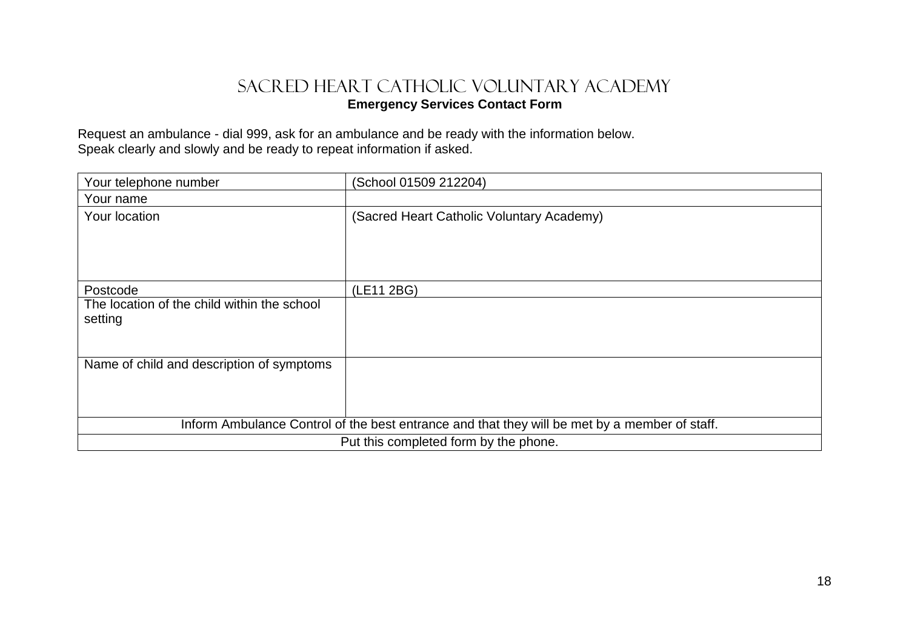# SACRED HEART CATHOLIC VOLUNTARY ACADEMY

**Emergency Services Contact Form**

Request an ambulance - dial 999, ask for an ambulance and be ready with the information below.
Speak clearly and slowly and be ready to repeat information if asked.

| | |
|---|---|
| Your telephone number | (School 01509 212204) |
| Your name | |
| Your location | (Sacred Heart Catholic Voluntary Academy) |
| Postcode | (LE11 2BG) |
| The location of the child within the school setting | |
| Name of child and description of symptoms | |
| Inform Ambulance Control of the best entrance and that they will be met by a member of staff. | |
| Put this completed form by the phone. | |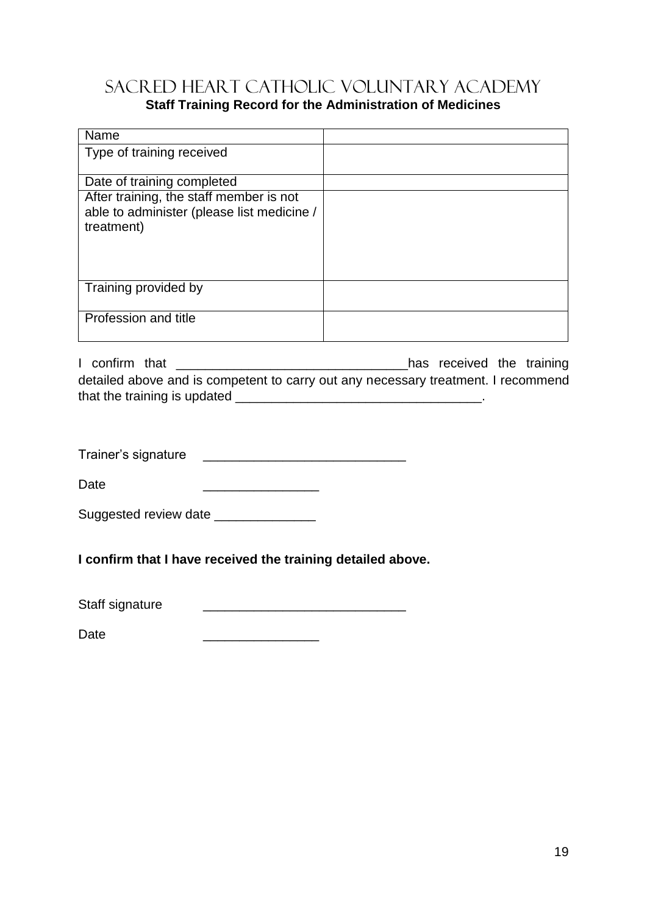# Sacred Heart Catholic Voluntary Academy

**Staff Training Record for the Administration of Medicines**

| | |
|---|---|
| Name | |
| Type of training received | |
| Date of training completed | |
| After training, the staff member is not able to administer (please list medicine / treatment) | |
| Training provided by | |
| Profession and title | |

I confirm that ________________________________has received the training detailed above and is competent to carry out any necessary treatment. I recommend that the training is updated __________________________________.

Trainer's signature ____________________________

Date ________________

Suggested review date ______________

**I confirm that I have received the training detailed above.**

Staff signature ____________________________

Date ________________